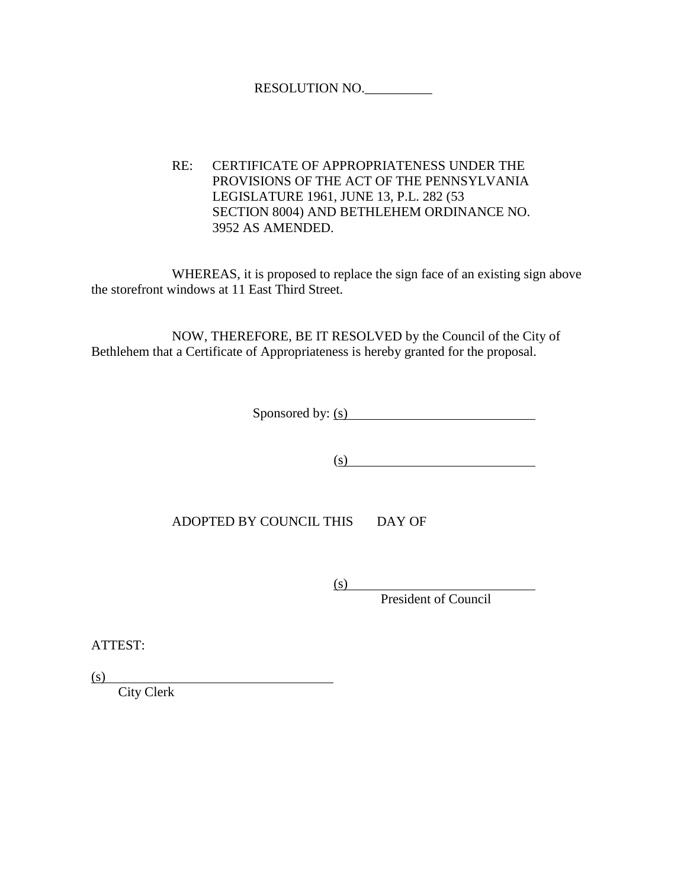RESOLUTION NO.__________

RE: CERTIFICATE OF APPROPRIATENESS UNDER THE PROVISIONS OF THE ACT OF THE PENNSYLVANIA LEGISLATURE 1961, JUNE 13, P.L. 282 (53 SECTION 8004) AND BETHLEHEM ORDINANCE NO. 3952 AS AMENDED.

WHEREAS, it is proposed to replace the sign face of an existing sign above the storefront windows at 11 East Third Street.

NOW, THEREFORE, BE IT RESOLVED by the Council of the City of Bethlehem that a Certificate of Appropriateness is hereby granted for the proposal.

Sponsored by: (s)____________________________

(s)____________________________

ADOPTED BY COUNCIL THIS DAY OF

(s)____________________________
President of Council

ATTEST:

(s)____________________________
City Clerk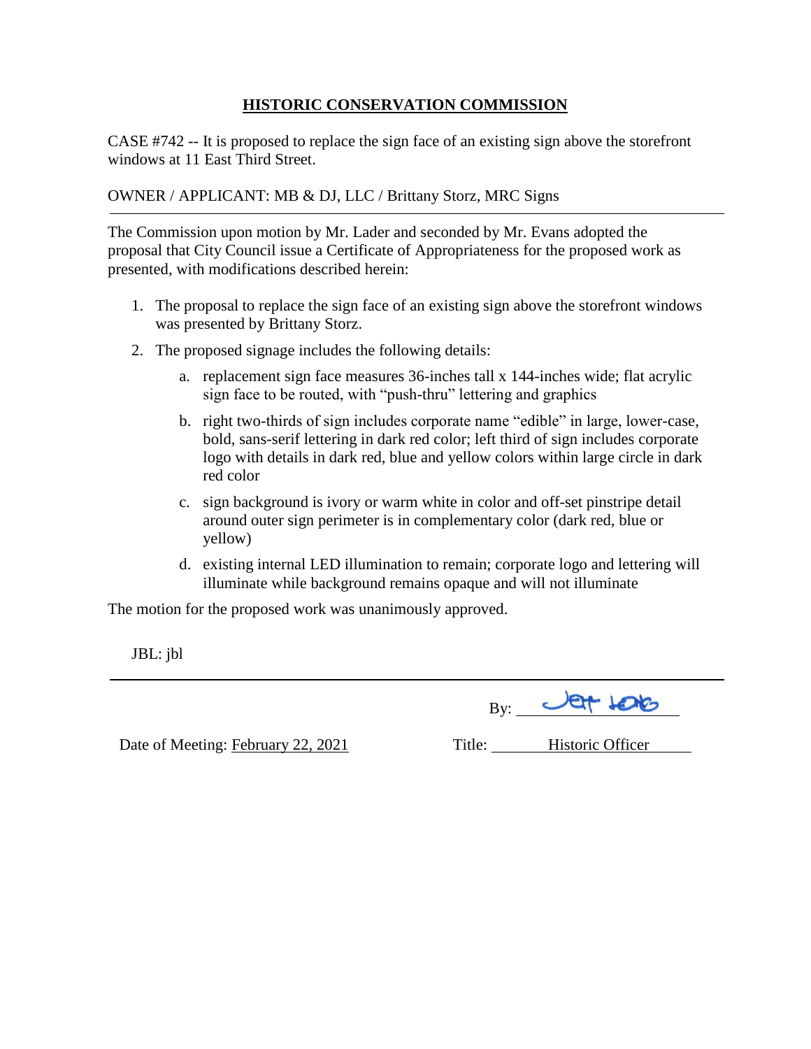**HISTORIC CONSERVATION COMMISSION**

CASE #742 -- It is proposed to replace the sign face of an existing sign above the storefront windows at 11 East Third Street.

OWNER / APPLICANT: MB & DJ, LLC / Brittany Storz, MRC Signs

---

The Commission upon motion by Mr. Lader and seconded by Mr. Evans adopted the proposal that City Council issue a Certificate of Appropriateness for the proposed work as presented, with modifications described herein:

1. The proposal to replace the sign face of an existing sign above the storefront windows was presented by Brittany Storz.
2. The proposed signage includes the following details:
   a. replacement sign face measures 36-inches tall x 144-inches wide; flat acrylic sign face to be routed, with "push-thru" lettering and graphics
   b. right two-thirds of sign includes corporate name "edible" in large, lower-case, bold, sans-serif lettering in dark red color; left third of sign includes corporate logo with details in dark red, blue and yellow colors within large circle in dark red color
   c. sign background is ivory or warm white in color and off-set pinstripe detail around outer sign perimeter is in complementary color (dark red, blue or yellow)
   d. existing internal LED illumination to remain; corporate logo and lettering will illuminate while background remains opaque and will not illuminate

The motion for the proposed work was unanimously approved.

JBL: jbl

---

By: *[signature]*

Date of Meeting: February 22, 2021

Title: Historic Officer